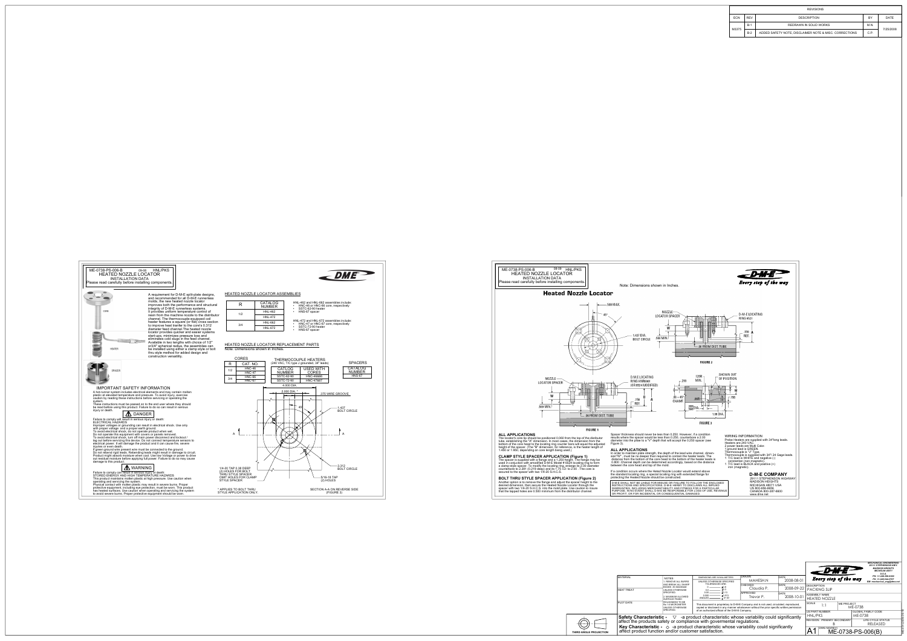| ECN | REV | DESCRIPTION | BY | DATE |
|---|---|---|---|---|
| M0375 | B-1 | REDRAWN IN SOLID WORKS | M.N. | 7/25/2008 |
| | B-2 | ADDED SAFETY NOTE, DISCLAIMER NOTE & MISC. CORRECTIONS | C.P. | |

ME-0738-PS-006-B 09-08 HNL/PKS

# HEATED NOZZLE LOCATOR

INSTALLATION DATA

Please read carefully before installing components.

DME

CORE

HEATER

SPACER

A requirement for D-M-E split-plate designs, and recommended for all D-M-E runnerless molds, the new heated nozzle locator improves both the performance and structural integrity of D-M-E runnerless systems. It provides uniform temperature control of resin from the machine nozzle to the distributor channel. The thermocouple-equipped coil heater features a square (or flat) cross section to improve heat tranfer to the core's 0.312" diameter feed channel.The heated nozzle locator provides quicker and easier systems start-ups, minimizes pressure loss and eliminates cold slugs in the feed channel. Available in two lengths with choice of 1/2" or3/4" spherical radius, the assemblies can be installed using either a clamp style or bolt thru style method for added design and construction versatility.

## IMPORTANT SAFETY INFORMATION

A hot-runner system includes electrical elements and may contain molten plastic at elevated temperature and pressure. To avoid injury, exercise caution by reading these instructions before servicing or operating the system.

These instructions must be passed on to the end user where they should be read before using this product. Failure to do so can result in serious injury or death.

**DANGER**

Failure to comply will result in serious injury or death:

ELECTRICAL HAZARDS

Improper voltages or grounding can result in electrical shock. Use only with proper voltage and a proper earth ground.

To avoid electrical shock, do not operate product when wet.

Do not operate this equipment with covers or panels removed.

To avoid electrical shock, turn off main power disconnect and lockout / tag out before servicing this device. Do not connect temperature sensors to electrical power. It will damage the product and it can cause fire, severe injuries or even death.

If green ground wire present wire must be connected to the ground.

Do not rebend rigid leads. Rebending leads might result in damage to circuit. Product might absorb moisture when cool. Use low Voltage or power to drive out residual moisture before applying full power. Failure to do so may cause damage to this product.

**WARNING**

Failure to comply can result in serious injury or death:

STORED ENERGY AND HIGH TEMPERATURE HAZARDS

This product maintains molten plastic at high pressure. Use caution when operating and servicing the system.

Physical contact with molten plastic may result in severe burns. Proper protective equipment, including eye protection, must be worn. This product has heated surfaces. Use caution when operating and servicing the system to avoid severe burns. Proper protective equipment should be worn.

## HEATED NOZZLE LOCATOR ASSEMBLIES

| R | CATALOG NUMBER |
|---|---|
| 1/2 | HNL-462 |
| | HNL-472 |
| 3/4 | HNL-662 |
| | HNL-672 |

HNL-462 and HNL-662 assemblies include:
- HNC-46 or HNC-66 core, respectively
- SSTC-62-90 heater
- HNS-67 spacer

HNL-472 and HNL-672 assemblies include:
- HNC-47 or HNC-67 core, respectively
- SSTC-72-90 heater
- HNS-67 spacer

## HEATED NOZZLE LOCATOR REPLACEMENT PARTS

Note: Dimensions shown in Inches.

CORES

| R | CAT. NO. |
|---|---|
| 1/2 | HNC-46 |
| | HNC-47 |
| 3/4 | HNC-66 |
| | HNC-67 |

THERMOCOUPLE HEATERS (240 VAC, T/C type J grounded, 34" leads)

| CATLOG NUMBER | USED WITH CORES |
|---|---|
| SSTC-62-90 | HNC-46/66 |
| SSTC-72-90 | HNC-47/67 |

SPACERS

| CATALOG NUMBER |
|---|
| HNS-67 |

4.000 DIA. ; 2.000 DIA.* ; .375 WIRE GROOVE ; 45° ; 1.437 BOLT CIRCLE ; A ; A ; 3.312 BOLT CIRCLE ; 5/16-18 TAP (2) HOLES

1/4-20 TAP 0.38 DEEP (2) HOLES FOR BOLT THRU STYLE SPACER. OMIT HOLES FOR CLAMP STYLE SPACER

* APPLIES TO BOLT THRU STYLE APPLICATION ONLY.

SECTION A-A ON REVERSE SIDE (FIGURE 3)

ME-0738-PS-006-B 08-09 HNL/PKS

# HEATED NOZZLE LOCATOR

INSTALLATION DATA

Please read carefully before installing components.

Note: Dimensions shown in Inches.

D-M-E Every step of the way

## Heated Nozzle Locator

.500 MAX. ; 45° ; 1.437 DIA. BOLT CIRCLE ; .500 MIN. ; NOZZLE LOCATOR SPACER ; D-M-E LOCATING RING HNR6008 (OR 6534 MODIFIED) ; W ; .150 REF. ; B ; A ; .500 MIN. ; .06 FROM DIST. TUBE

FIGURE 1

NOZZLE LOCATOR SPACER ; W ; D-M-E LOCATING RING #K21 ; .150 REF. ; A ; .06 FROM DIST. TUBE

FIGURE 2

.219 ; .125R MIN. ; SHOWN OUT OF POSITION ; .06 × 45° CHAMF. ; .150 ; 1.06 DIA.

FIGURE 3

### ALL APPLICATIONS

The locator's core tip should be positioned 0.060 from the top of the distributor tube, establishing the "A" dimension. In most cases, the dimension from the bottom of the core head to the locating ring counter bore will equal the adjusted height of the spacer. (The "B" dimension, for reference, is the heater length of 1.450 or 1.950, depending on core length being used.)

### CLAMP STYLE SPACER APPLICATION (Figure 1)

The spacer is supplied with a flange and a 1.250 height. The flange may be used in conjunction with amodified D-M-E Model # 6534 locating ring to form a clamp-style spacer. To modify the locating ring, enlarge its 2.06 diameter counterbore to 2.281 (0.219 deep) and its 1.75 I.D. to 2.00 . The core is secured to the spacer with two 1/4-20 S.H.C.S.

### BOLT THRU STYLE SPACER APPLICATION (Figure 2)

Another option is to remove the flange and adjust the spacer height to the desired dimension, then secure the Heated Nozzle Locator through the spacer with two 1/4-20 S.H.C.S. into the mold plate. Use caution to insure that the tapped holes are 0.500 minimum from the distributor channel.

Spacer thickness should never be less than 0.250. However, if a condition results where the spacer would be less than 0.250, counterbore a 2.09 diameter into the plate to a "V" depth that will accept the 0.250 spacer (see Figure 3).

### ALL APPLICATIONS

In order to maintain plate strength, the depth of the lead wire channel, dimension"W", must be no deeper than required to contain the heater leads. The distance from the bottom of the core head to the bottom of the heater leads is 0.800. Channel depth can be determined accordingly, based on the distance between the core head and top of the mold.

If a condition occurs where the Heated Nozzle Locator would extend above the standard locating ring, a special locating ring with extended flange for protecting the Heated Nozzle should be constructed.

D-M-E SHALL NOT BE LIABLE FOR MISUSE OR FAILURE TO FOLLOW THE ENCLOSED INSTRUCTIONS AND SPECIFICATIONS. D-M-E HEREBY TO DISCLAIMS ALL IMPLIED WARRANTIES, INCLUDING MERCHANTABILITY AND FITNESS FOR A PARTICULAR PURPOSE. IN NO EVENT, SHALL D-M-E BE RESPONSIBLE FOR LOSS OF USE, REVENUE OR PROFIT, OR FOR INCIDENTAL OR CONSEQUENTIAL DAMAGES.

### WIRING INFORMATION

Probe Heaters are supplied with 34"long leads.

Heaters are 240 VAC.

2 power leads are Multi Color.

1 ground lead is GREEN.

Thermocouple is "J" Type.

Thermocouple is supplied with 34"l 24 Gage leads.

1 T/C lead is WHITE and negative (-) constantan (non-magnetic).

1 T/C lead is BLACK and positive (+) iron (magnetic).

### D-M-E COMPANY

29111 STEPHENSON HIGHWAY
MADISON HEIGHTS
MICHIGAN 48071 USA
US 800-686-6656
CANADA 800-387-6600
www.dme.net

| MATERIAL | NOTES: 1. REMOVE ALL BURRS AND BREAK ALL SHARP EDGES .01 MAXIMUM UNLESS OTHERWISE SPECIFIED. 2. MAXIMUM ALLOWED SURFACE FINISH ROUGHNESS TO BE Ra 1.6 MICROMETER UNLESS OTHERWISE SPECIFIED. | DIMENSIONS ARE IN MILLIMETERS UNLESS OTHERWISE SPECIFIED TOLERANCES ARE: | DRAWN: MAHESH.N | DATE: 2008-08-01 |
|---|---|---|---|---|
| HEAT TREAT | | | CHECKED: Claudia P. | DATE: 2008-09-22 |
| PLOT DATE | | This document is proprietary to D-M-E Company and is not used, circulated, reproduced, copied or disclosed in any manner whatsoever without the prior specific written permission of an authorized official of the D-M-E Company. | APPROVED: Trevor P. | DATE: 2008-10-01 |

THIRD ANGLE PROJECTION

**Safety Characteristic** - ▽ -a product characteristic whose variability could significantly affect the products safety or compliance with govermental regulations.

**Key Characteristic** - ◇ -a product characteristic whose variability could significantly affect product function and/or customer satisfaction.

D-M-E Every step of the way

MECHANICAL ENGINEERING, 29111 STEPHENSON HWY, MADISON HEIGHTS, MICHIGAN 48071 U.S.A.

| DESCRIPTION | PACKING SLIP | | |
|---|---|---|---|
| ASSEMBLY NAME | HEATED NOZZLE | | |
| SCALE | 1:1 | ME PROJECT | ME-0738 |
| US PART NUMBER | HNL/PKS | GLOBAL FAMILY CODE | ME-0738 |
| REVISION: PRIMARY SECONDARY | B | LIFE CYCLE STATUS | RELEASED |
| A1 | DWG NUMBER | ME-0738-PS-006(B) | |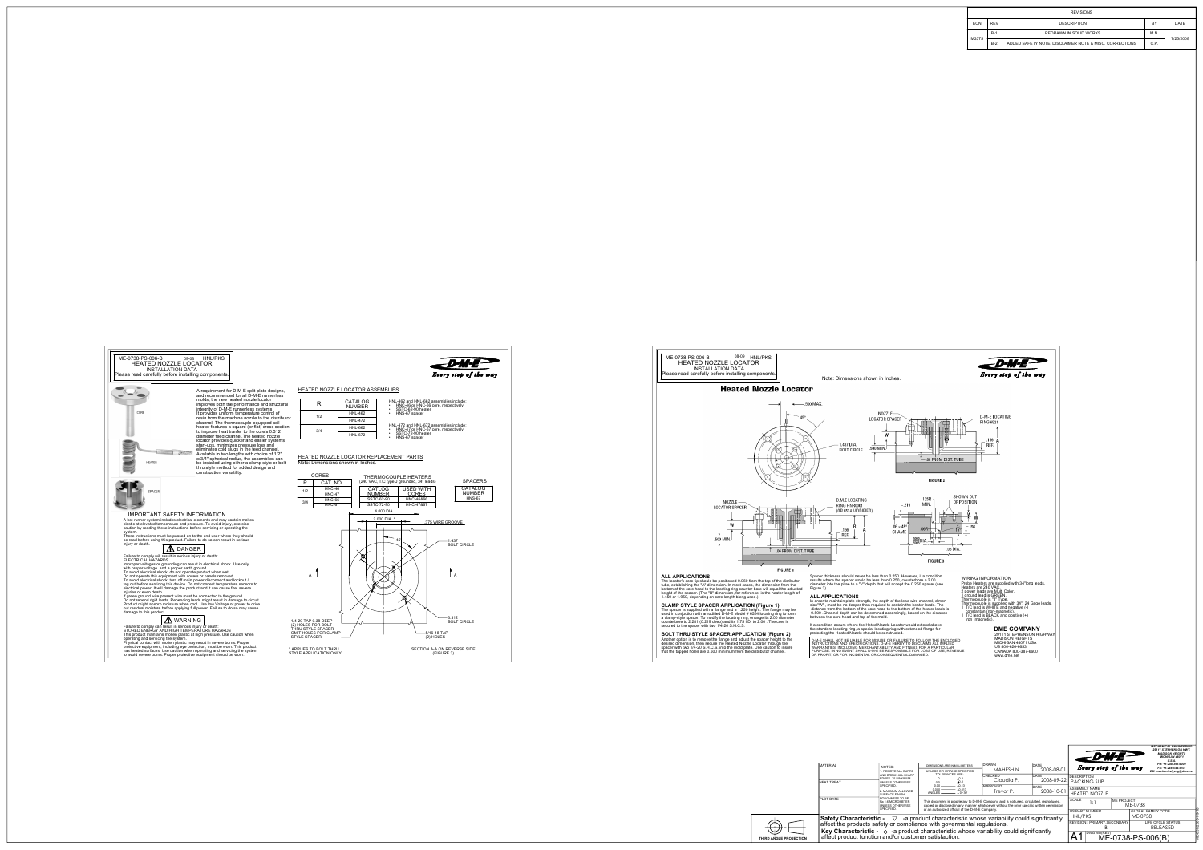| REVISIONS | | | | |
|---|---|---|---|---|
| ECN | REV | DESCRIPTION | BY | DATE |
| M0375 | B-1 | REDRAWN IN SOLID WORKS | M.N. | 7/25/2008 |
| | B-2 | ADDED SAFETY NOTE, DISCLAIMER NOTE & MISC. CORRECTIONS | C.P. | |

ME-0738-PS-006-B 08-08 HNL/PKS
HEATED NOZZLE LOCATOR
INSTALLATION DATA
Please read carefully before installing components.

D-M-E *Every step of the way*

CORE

HEATER

SPACER

A requirement for D-M-E split-plate designs, and recommended for all D-M-E runnerless molds, the new heated nozzle locator improves both the performance and structural integrity of D-M-E runnerless systems. It provides uniform temperature control of resin from the machine nozzle to the distributor channel. The thermocouple-equipped coil heater features a square (or flat) cross section to improve heat transfer to the core's 0.312 diameter feed channel. The heated nozzle locator provides quicker and easier systems start-ups, minimizes pressure loss and eliminates cold slugs in the feed channel. Available in two lengths with choice of 1/2" or 3/4" spherical radius, the assemblies can be installed using either a clamp style or bolt thru style method for added design and construction versatility.

## IMPORTANT SAFETY INFORMATION

A hot-runner system includes electrical elements and may contain molten plastic at elevated temperature and pressure. To avoid injury, exercise caution by reading these instructions before servicing or operating the system.
These instructions must be passed on to the end user where they should be read before using this product. Failure to do so can result in serious injury or death.

**DANGER**

Failure to comply will result in serious injury or death:
ELECTRICAL HAZARDS
Improper voltages or grounding can result in electrical shock. Use only with proper voltage and a proper earth ground.
To avoid electrical shock, do not operate product when wet.
Do not operate this equipment with covers or panels removed.
To avoid electrical shock, turn off main power disconnect and lockout / tag out before servicing this device. Do not connect temperature sensors to electrical power. It will damage the product and it can cause fire, severe injuries or even death.
If green ground wire present wire must be connected to the ground.
Do not rebend rigid leads. Rebending leads might result in damage to circuit. Product might absorb moisture when cool. Use low Voltage or power to drive out residual moisture before applying full power. Failure to do so may cause damage to this product.

**WARNING**

Failure to comply can result in serious injury or death:
STORED ENERGY AND HIGH TEMPERATURE HAZARDS
This product maintains molten plastic at high pressure. Use caution when operating and servicing the system.
Physical contact with molten plastic may result in severe burns. Proper protective equipment, including eye protection, must be worn. This product has heated surfaces. Use caution when operating and servicing the system to avoid severe burns. Proper protective equipment should be worn.

## HEATED NOZZLE LOCATOR ASSEMBLIES

| R | CATALOG NUMBER |
|---|---|
| 1/2 | HNL-462 |
| | HNL-472 |
| 3/4 | HNL-662 |
| | HNL-672 |

HNL-462 and HNL-662 assemblies include:
- HNC-46 or HNC-66 core, respectively
- SSTC-62-90 heater
- HNS-67 spacer

HNL-472 and HNL-672 assemblies include:
- HNC-47 or HNC-67 core, respectively
- SSTC-72-90 heater
- HNS-67 spacer

## HEATED NOZZLE LOCATOR REPLACEMENT PARTS

Note: Dimensions shown in Inches.

CORES

| R | CAT. NO. |
|---|---|
| 1/2 | HNC-46 |
| | HNC-47 |
| 3/4 | HNC-66 |
| | HNC-67 |

THERMOCOUPLE HEATERS (240 VAC, T/C type J grounded, 34" leads)

| CATLOG NUMBER | USED WITH CORES |
|---|---|
| SSTC-62-90 | HNC-46&66 |
| SSTC-72-90 | HNC-47&67 |

SPACERS

| CATALOG NUMBER |
|---|
| HNS-67 |

4.000 DIA.
2.000 DIA.*
.375 WIRE GROOVE
45°
1.437 BOLT CIRCLE
A
A
3.312 BOLT CIRCLE
1/4-20 TAP 0.38 DEEP (2) HOLES FOR BOLT THRU STYLE SPACER. OMIT HOLES FOR CLAMP STYLE SPACER
5/16-18 TAP (2) HOLES

\* APPLIES TO BOLT THRU STYLE APPLICATION ONLY.

SECTION A-A ON REVERSE SIDE (FIGURE 3)

ME-0738-PS-006-B 08-08 HNL/PKS
HEATED NOZZLE LOCATOR
INSTALLATION DATA
Please read carefully before installing components.

Note: Dimensions shown in Inches.

## Heated Nozzle Locator

.500 MAX.
45°
1.437 DIA. BOLT CIRCLE
.500 MIN.
NOZZLE LOCATOR SPACER
W
D-M-E LOCATING RING #(2)
.190 REF.
A
.86 FROM DIST. TUBE

FIGURE 2

NOZZLE LOCATOR SPACER
D-M-E LOCATING RING #NR(###) (OR 6524 MODIFIED)
W
.500 MIN.
.150 REF.
B
A
.86 FROM DIST. TUBE

FIGURE 1

.219
.125R MIN.
SHOWN OUT OF POSITION
.06 × 45° CHAMF.
.150
1.06 DIA.

FIGURE 3

### ALL APPLICATIONS

The locator's core tip should be positioned 0.060 from the top of the distributor tube, establishing the "A" dimension. In most cases, the dimension from the bottom of the core head to the locating ring counter bore will equal the adjusted height of the spacer. (The "B" dimension, for reference, is the heater length of 1.450 or 1.950, depending on core length being used.)

### CLAMP STYLE SPACER APPLICATION (Figure 1)

The spacer is supplied with a flange and a 1.250 height. The flange may be used in conjunction with amodified D-M-E Model # 6524 locating ring to form a clamp-style spacer. To modify the locating ring, enlarge its 2.06 diameter counterbore to 2.281 (2.219 deep) and its 1.75 I.D. to 2.00. The core is secured to the spacer with two 1/4-20 S.H.C.S.

### BOLT THRU STYLE SPACER APPLICATION (Figure 2)

Another option is to remove the flange and adjust the spacer height to the desired dimension, then secure the Heated Nozzle Locator through the spacer with two 1/4-20 S.H.C.S. into the mold plate. Use caution to insure that the tapped holes are 0.500 minimum from the distributor channel.

Spacer thickness should never be less than 0.250. However, if a condition results where the spacer would be less than 0.250, counterbore a 2.09 diameter into the plate to a "v" depth that will accept the 0.250 spacer (see Figure 3).

### ALL APPLICATIONS

In order to maintain plate strength, the depth of the lead wire channel, dimension "W", must be no deeper than required to contain the heater leads. The distance from the bottom of the core head to the bottom of the heater leads is 0.800. Channel depth can be determined accordingly, based on the distance between the core head and top of the mold.

If a condition occurs where the Heated Nozzle Locator would extend above the standard locating ring, a special locating ring with extended flange for protecting the Heated Nozzle should be constructed.

D-M-E SHALL NOT BE LIABLE FOR MISUSE OR FAILURE TO FOLLOW THE ENCLOSED INSTRUCTIONS AND SPECIFICATIONS. D-M-E HEREBY TO DISCLAIMS ALL IMPLIED WARRANTIES, INCLUDING MERCHANTABILITY AND FITNESS FOR A PARTICULAR PURPOSE. IN NO EVENT, SHALL D-M-E BE RESPONSIBLE FOR LOSS OF USE, REVENUE OR PROFIT, OR FOR INCIDENTAL OR CONSEQUENTIAL DAMAGES.

### WIRING INFORMATION

Probe Heaters are supplied with 34"long leads.
Heaters are 240 VAC.
2 power leads are Multi Color.
1 ground lead is GREEN.
Thermocouple is "J" Type.
Thermocouple is supplied with 34"! 24 Gage leads.
1 T/C lead is WHITE and negative (-) constantan (non-magnetic).
1 T/C lead is BLACK and positive (+) iron (magnetic).

### DME COMPANY

29111 STEPHENSON HIGHWAY
MADISON HEIGHTS
MICHIGAN 48071 USA
US 800-626-6653
CANADA 800-387-6600
www.dme.net

| MATERIAL | NOTES: 1. REMOVE ALL BURRS AND BREAK ALL SHARP EDGES .02 MAXIMUM UNLESS OTHERWISE SPECIFIED. 2. MAXIMUM ALLOWED SURFACE FINISH ROUGHNESS TO BE Ra 1.6 MICROMETER UNLESS OTHERWISE SPECIFIED. | DIMENSIONS ARE IN MILLIMETERS UNLESS OTHERWISE SPECIFIED TOLERANCES ARE: | DRAWN: MAHESH.N | DATE: 2008-08-01 |
|---|---|---|---|---|
| HEAT TREAT | | | CHECKED: Claudia P. | DATE: 2008-09-22 |
| | | | APPROVED: Trevor P. | DATE: 2008-10-01 |
| PLOT DATE | | This document is proprietary to D-M-E Company and is not used, circulated, reproduced, copied or disclosed in any manner whatsoever without the prior specific written permission of an authorized official of the D-M-E Company. | | |

D-M-E *Every step of the way*

MECHANICAL ENGINEERING
29111 STEPHENSON HWY
MADISON HEIGHTS
MICHIGAN 48071
U.S.A.

DESCRIPTION: PACKING SLIP
ASSEMBLY NAME: HEATED NOZZLE
SCALE: 1:1
ME PROJECT: ME-0738
US PART NUMBER: HNL/PKS
GLOBAL FAMILY CODE: ME-0738
REVISION: PRIMARY: B
LIFE CYCLE STATUS: RELEASED
A1 DWG NUMBER: ME-0738-PS-006(B)

THIRD ANGLE PROJECTION

**Safety Characteristic** - ▽ -a product characteristic whose variability could significantly affect the products safety or compliance with govermental regulations.
**Key Characteristic** - ◇ -a product characteristic whose variability could significantly affect product function and/or customer satisfaction.